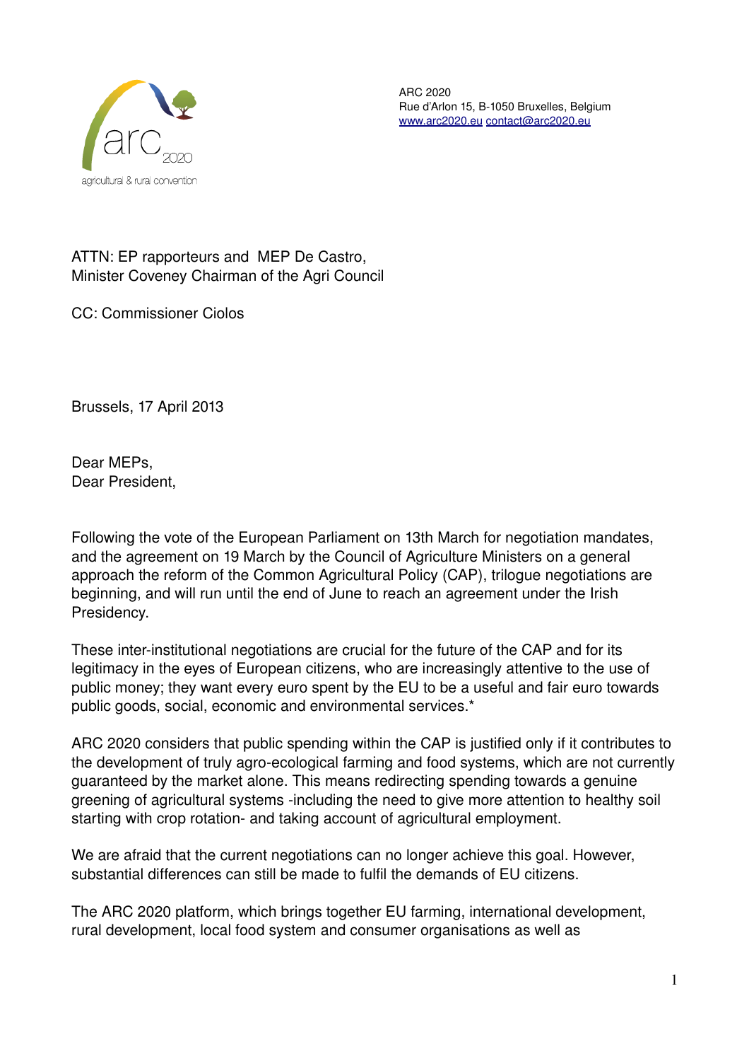ARC 2020
Rue d'Arlon 15, B-1050 Bruxelles, Belgium
www.arc2020.eu contact@arc2020.eu

ATTN: EP rapporteurs and MEP De Castro,
Minister Coveney Chairman of the Agri Council

CC: Commissioner Ciolos

Brussels, 17 April 2013

Dear MEPs,
Dear President,

Following the vote of the European Parliament on 13th March for negotiation mandates, and the agreement on 19 March by the Council of Agriculture Ministers on a general approach the reform of the Common Agricultural Policy (CAP), trilogue negotiations are beginning, and will run until the end of June to reach an agreement under the Irish Presidency.

These inter-institutional negotiations are crucial for the future of the CAP and for its legitimacy in the eyes of European citizens, who are increasingly attentive to the use of public money; they want every euro spent by the EU to be a useful and fair euro towards public goods, social, economic and environmental services.*

ARC 2020 considers that public spending within the CAP is justified only if it contributes to the development of truly agro-ecological farming and food systems, which are not currently guaranteed by the market alone. This means redirecting spending towards a genuine greening of agricultural systems -including the need to give more attention to healthy soil starting with crop rotation- and taking account of agricultural employment.

We are afraid that the current negotiations can no longer achieve this goal. However, substantial differences can still be made to fulfil the demands of EU citizens.

The ARC 2020 platform, which brings together EU farming, international development, rural development, local food system and consumer organisations as well as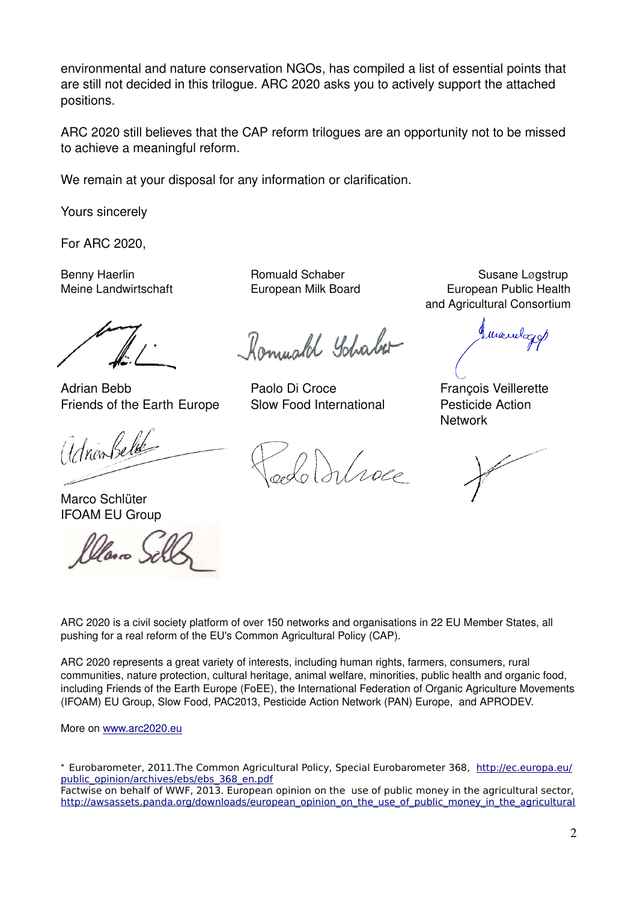environmental and nature conservation NGOs, has compiled a list of essential points that are still not decided in this trilogue. ARC 2020 asks you to actively support the attached positions.

ARC 2020 still believes that the CAP reform trilogues are an opportunity not to be missed to achieve a meaningful reform.

We remain at your disposal for any information or clarification.

Yours sincerely

For ARC 2020,

Benny Haerlin
Meine Landwirtschaft

Romuald Schaber
European Milk Board

Susane Løgstrup
European Public Health and Agricultural Consortium

Adrian Bebb
Friends of the Earth Europe

Paolo Di Croce
Slow Food International

François Veillerette
Pesticide Action Network

Marco Schlüter
IFOAM EU Group

ARC 2020 is a civil society platform of over 150 networks and organisations in 22 EU Member States, all pushing for a real reform of the EU's Common Agricultural Policy (CAP).

ARC 2020 represents a great variety of interests, including human rights, farmers, consumers, rural communities, nature protection, cultural heritage, animal welfare, minorities, public health and organic food, including Friends of the Earth Europe (FoEE), the International Federation of Organic Agriculture Movements (IFOAM) EU Group, Slow Food, PAC2013, Pesticide Action Network (PAN) Europe, and APRODEV.

More on [www.arc2020.eu](http://www.arc2020.eu)

* Eurobarometer, 2011.The Common Agricultural Policy, Special Eurobarometer 368, http://ec.europa.eu/public_opinion/archives/ebs/ebs_368_en.pdf
Factwise on behalf of WWF, 2013. European opinion on the use of public money in the agricultural sector, http://awsassets.panda.org/downloads/european_opinion_on_the_use_of_public_money_in_the_agricultural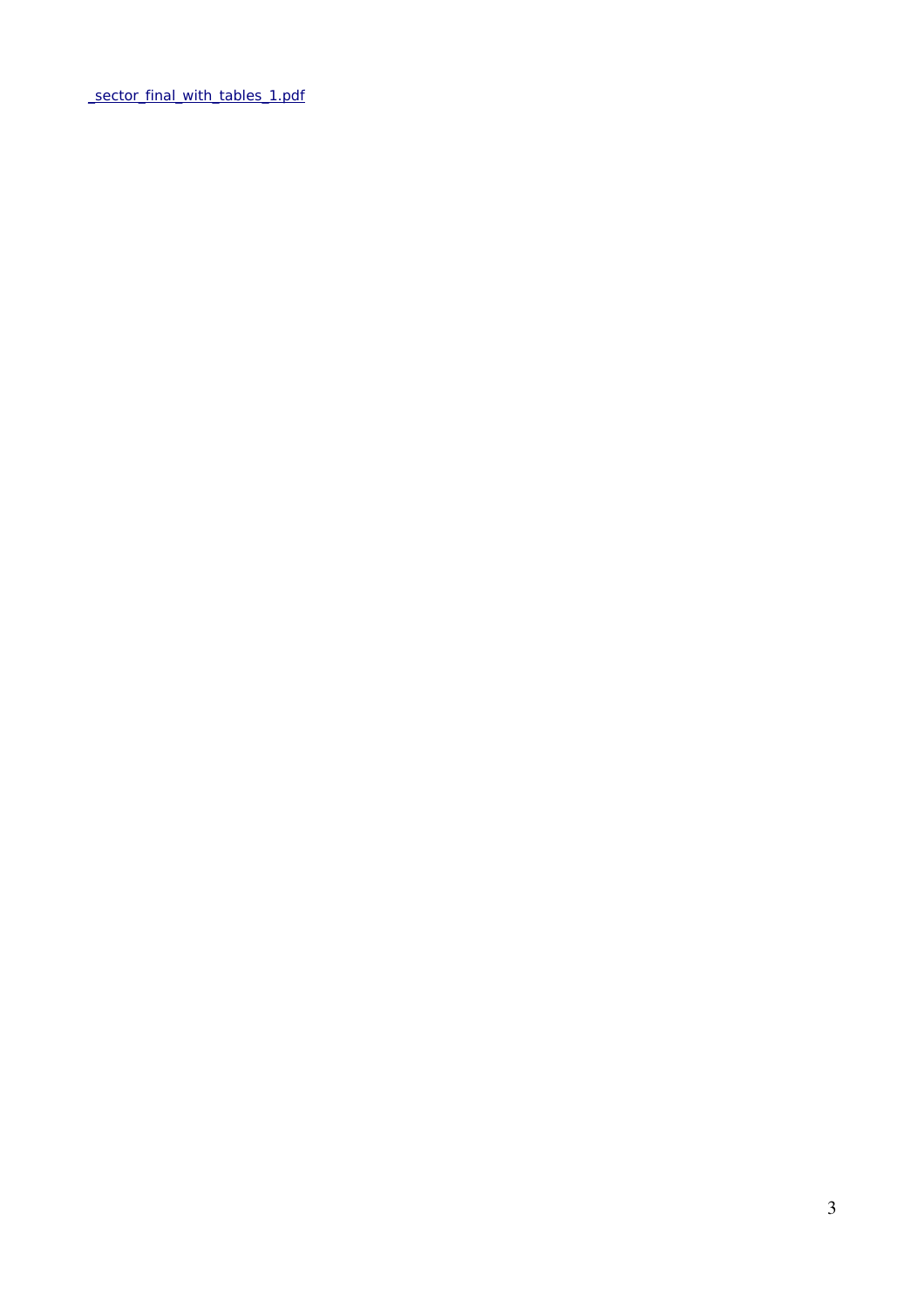_sector_final_with_tables_1.pdf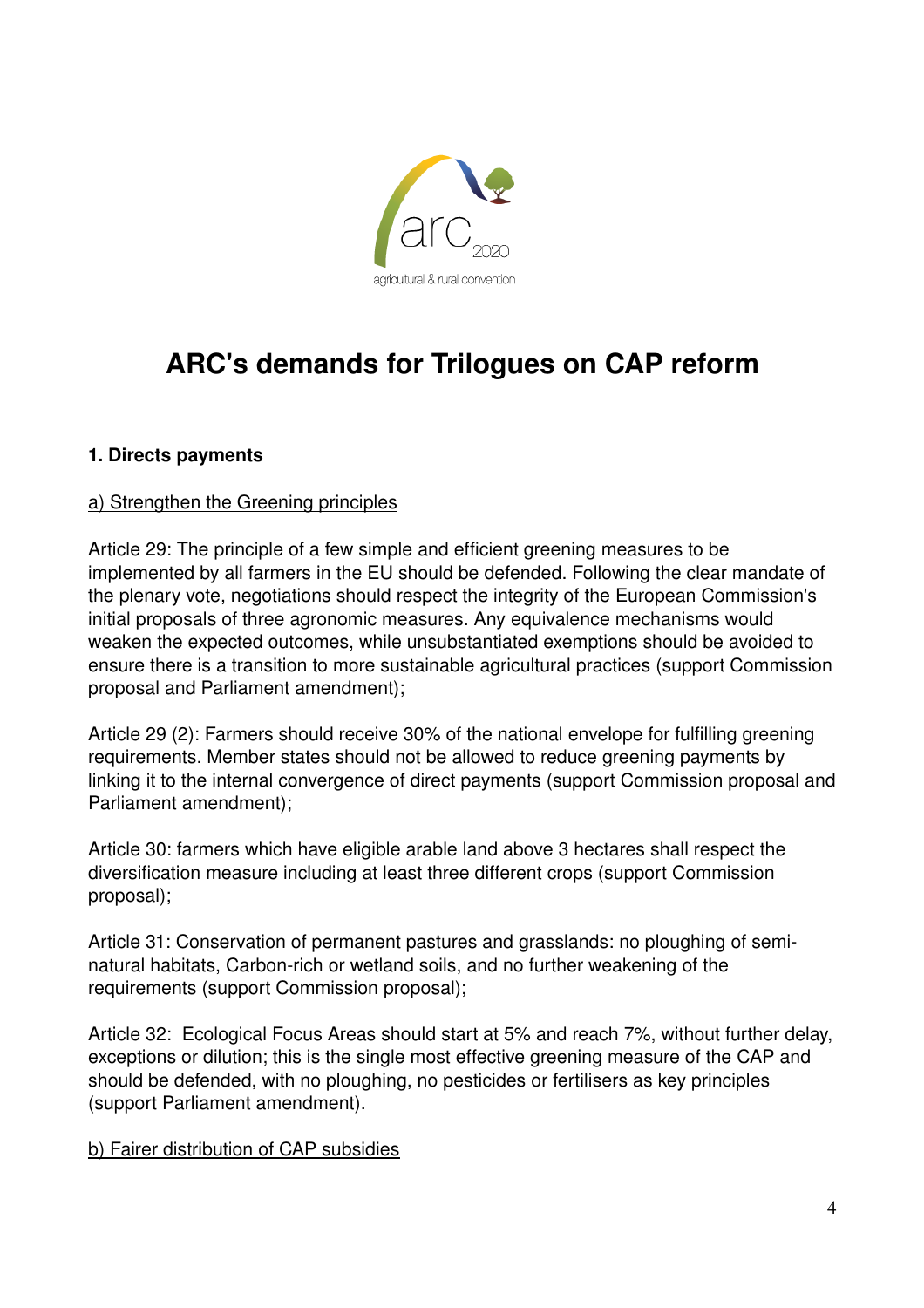# ARC's demands for Trilogues on CAP reform

## 1. Directs payments

### a) Strengthen the Greening principles

Article 29: The principle of a few simple and efficient greening measures to be implemented by all farmers in the EU should be defended. Following the clear mandate of the plenary vote, negotiations should respect the integrity of the European Commission's initial proposals of three agronomic measures. Any equivalence mechanisms would weaken the expected outcomes, while unsubstantiated exemptions should be avoided to ensure there is a transition to more sustainable agricultural practices (support Commission proposal and Parliament amendment);

Article 29 (2): Farmers should receive 30% of the national envelope for fulfilling greening requirements. Member states should not be allowed to reduce greening payments by linking it to the internal convergence of direct payments (support Commission proposal and Parliament amendment);

Article 30: farmers which have eligible arable land above 3 hectares shall respect the diversification measure including at least three different crops (support Commission proposal);

Article 31: Conservation of permanent pastures and grasslands: no ploughing of semi-natural habitats, Carbon-rich or wetland soils, and no further weakening of the requirements (support Commission proposal);

Article 32: Ecological Focus Areas should start at 5% and reach 7%, without further delay, exceptions or dilution; this is the single most effective greening measure of the CAP and should be defended, with no ploughing, no pesticides or fertilisers as key principles (support Parliament amendment).

### b) Fairer distribution of CAP subsidies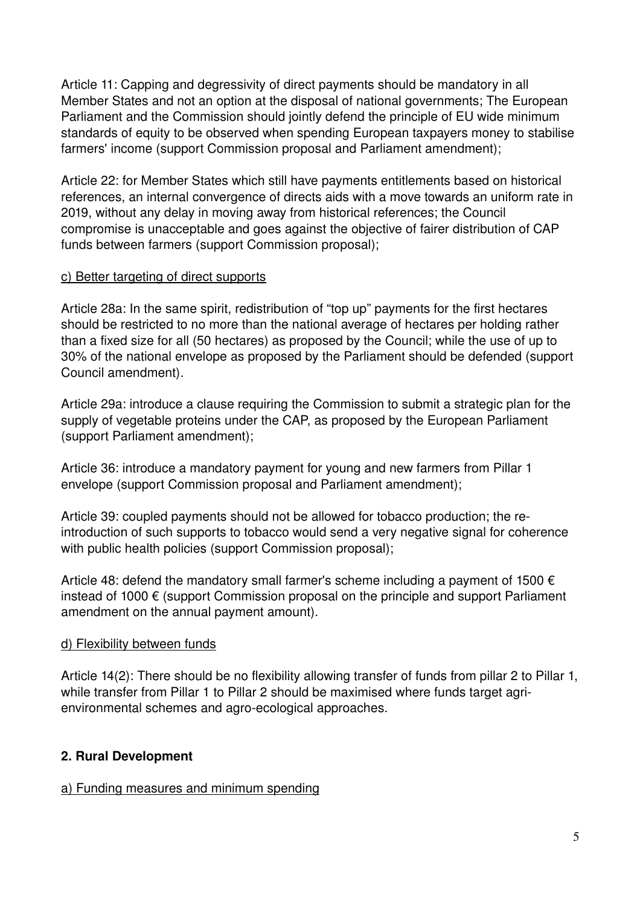Article 11: Capping and degressivity of direct payments should be mandatory in all Member States and not an option at the disposal of national governments; The European Parliament and the Commission should jointly defend the principle of EU wide minimum standards of equity to be observed when spending European taxpayers money to stabilise farmers' income (support Commission proposal and Parliament amendment);

Article 22: for Member States which still have payments entitlements based on historical references, an internal convergence of directs aids with a move towards an uniform rate in 2019, without any delay in moving away from historical references; the Council compromise is unacceptable and goes against the objective of fairer distribution of CAP funds between farmers (support Commission proposal);

c) Better targeting of direct supports

Article 28a: In the same spirit, redistribution of "top up" payments for the first hectares should be restricted to no more than the national average of hectares per holding rather than a fixed size for all (50 hectares) as proposed by the Council; while the use of up to 30% of the national envelope as proposed by the Parliament should be defended (support Council amendment).

Article 29a: introduce a clause requiring the Commission to submit a strategic plan for the supply of vegetable proteins under the CAP, as proposed by the European Parliament (support Parliament amendment);

Article 36: introduce a mandatory payment for young and new farmers from Pillar 1 envelope (support Commission proposal and Parliament amendment);

Article 39: coupled payments should not be allowed for tobacco production; the re-introduction of such supports to tobacco would send a very negative signal for coherence with public health policies (support Commission proposal);

Article 48: defend the mandatory small farmer's scheme including a payment of 1500 € instead of 1000 € (support Commission proposal on the principle and support Parliament amendment on the annual payment amount).

d) Flexibility between funds

Article 14(2): There should be no flexibility allowing transfer of funds from pillar 2 to Pillar 1, while transfer from Pillar 1 to Pillar 2 should be maximised where funds target agri-environmental schemes and agro-ecological approaches.

## 2. Rural Development

a) Funding measures and minimum spending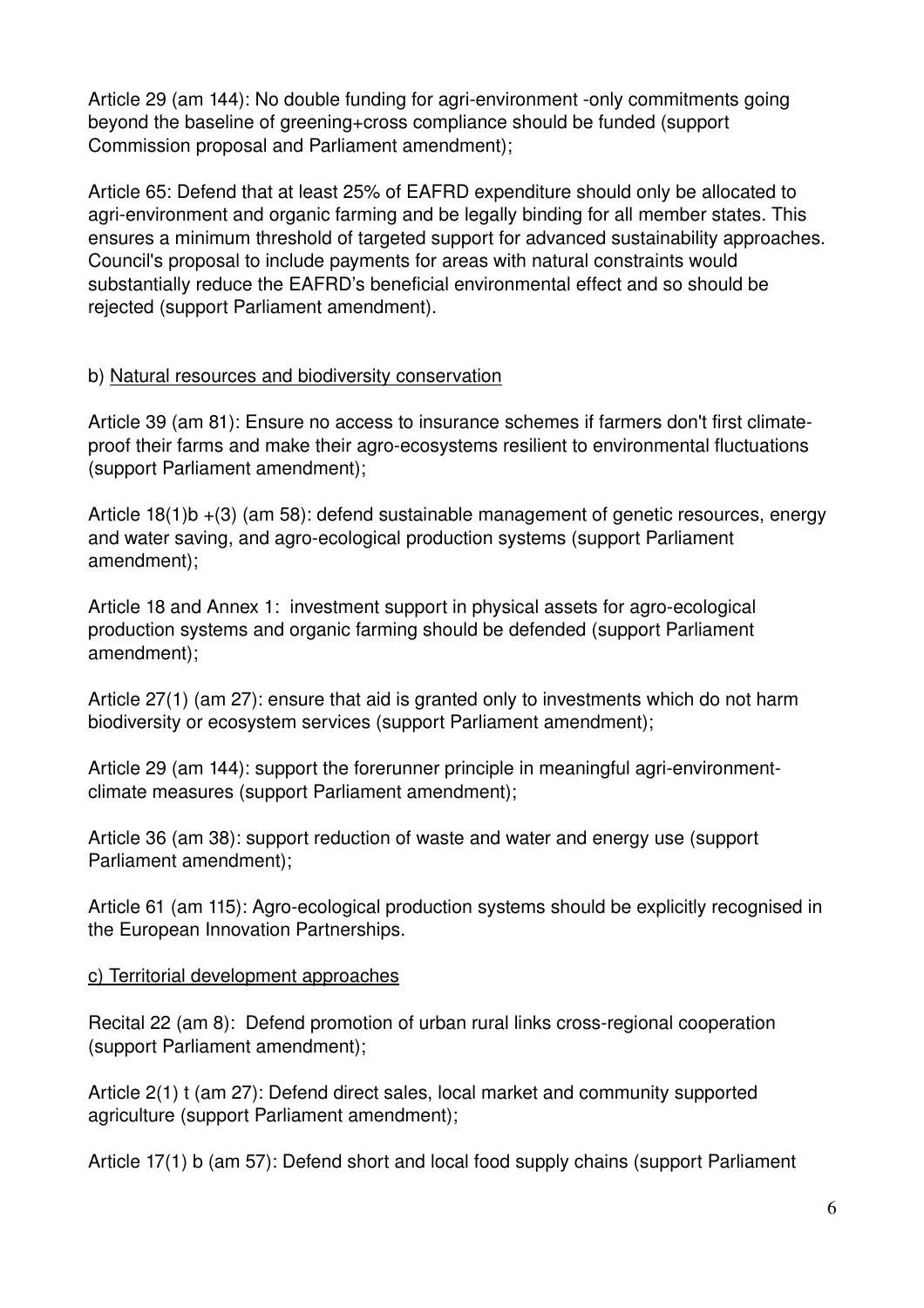Article 29 (am 144): No double funding for agri-environment -only commitments going beyond the baseline of greening+cross compliance should be funded (support Commission proposal and Parliament amendment);

Article 65: Defend that at least 25% of EAFRD expenditure should only be allocated to agri-environment and organic farming and be legally binding for all member states. This ensures a minimum threshold of targeted support for advanced sustainability approaches. Council's proposal to include payments for areas with natural constraints would substantially reduce the EAFRD's beneficial environmental effect and so should be rejected (support Parliament amendment).

b) Natural resources and biodiversity conservation

Article 39 (am 81): Ensure no access to insurance schemes if farmers don't first climate-proof their farms and make their agro-ecosystems resilient to environmental fluctuations (support Parliament amendment);

Article 18(1)b +(3) (am 58): defend sustainable management of genetic resources, energy and water saving, and agro-ecological production systems (support Parliament amendment);

Article 18 and Annex 1: investment support in physical assets for agro-ecological production systems and organic farming should be defended (support Parliament amendment);

Article 27(1) (am 27): ensure that aid is granted only to investments which do not harm biodiversity or ecosystem services (support Parliament amendment);

Article 29 (am 144): support the forerunner principle in meaningful agri-environment-climate measures (support Parliament amendment);

Article 36 (am 38): support reduction of waste and water and energy use (support Parliament amendment);

Article 61 (am 115): Agro-ecological production systems should be explicitly recognised in the European Innovation Partnerships.

c) Territorial development approaches

Recital 22 (am 8): Defend promotion of urban rural links cross-regional cooperation (support Parliament amendment);

Article 2(1) t (am 27): Defend direct sales, local market and community supported agriculture (support Parliament amendment);

Article 17(1) b (am 57): Defend short and local food supply chains (support Parliament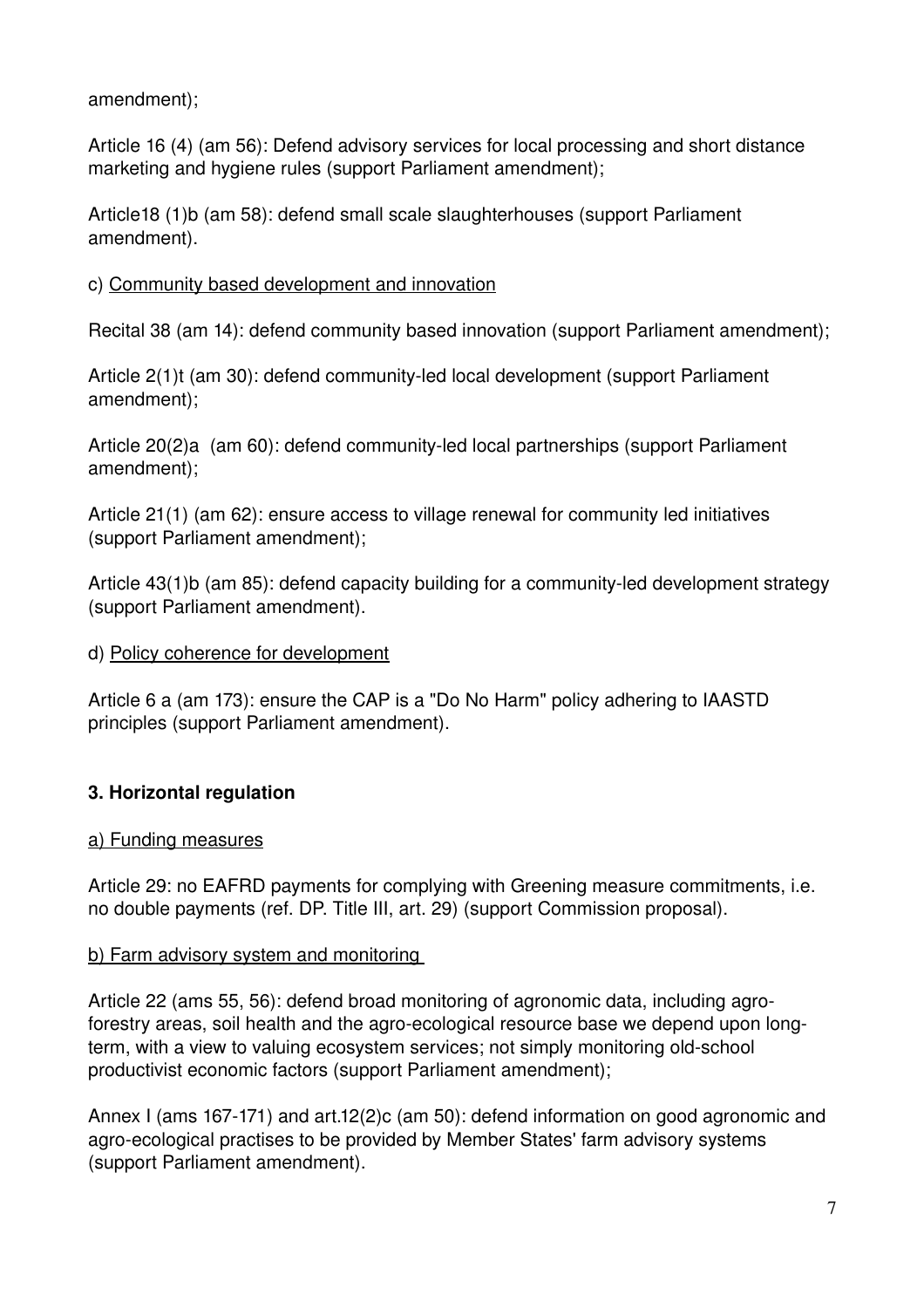amendment);

Article 16 (4) (am 56): Defend advisory services for local processing and short distance marketing and hygiene rules (support Parliament amendment);

Article18 (1)b (am 58): defend small scale slaughterhouses (support Parliament amendment).

c) <u>Community based development and innovation</u>

Recital 38 (am 14): defend community based innovation (support Parliament amendment);

Article 2(1)t (am 30): defend community-led local development (support Parliament amendment);

Article 20(2)a (am 60): defend community-led local partnerships (support Parliament amendment);

Article 21(1) (am 62): ensure access to village renewal for community led initiatives (support Parliament amendment);

Article 43(1)b (am 85): defend capacity building for a community-led development strategy (support Parliament amendment).

d) <u>Policy coherence for development</u>

Article 6 a (am 173): ensure the CAP is a "Do No Harm" policy adhering to IAASTD principles (support Parliament amendment).

### 3. Horizontal regulation

<u>a) Funding measures</u>

Article 29: no EAFRD payments for complying with Greening measure commitments, i.e. no double payments (ref. DP. Title III, art. 29) (support Commission proposal).

<u>b) Farm advisory system and monitoring</u>

Article 22 (ams 55, 56): defend broad monitoring of agronomic data, including agro-forestry areas, soil health and the agro-ecological resource base we depend upon long-term, with a view to valuing ecosystem services; not simply monitoring old-school productivist economic factors (support Parliament amendment);

Annex I (ams 167-171) and art.12(2)c (am 50): defend information on good agronomic and agro-ecological practises to be provided by Member States' farm advisory systems (support Parliament amendment).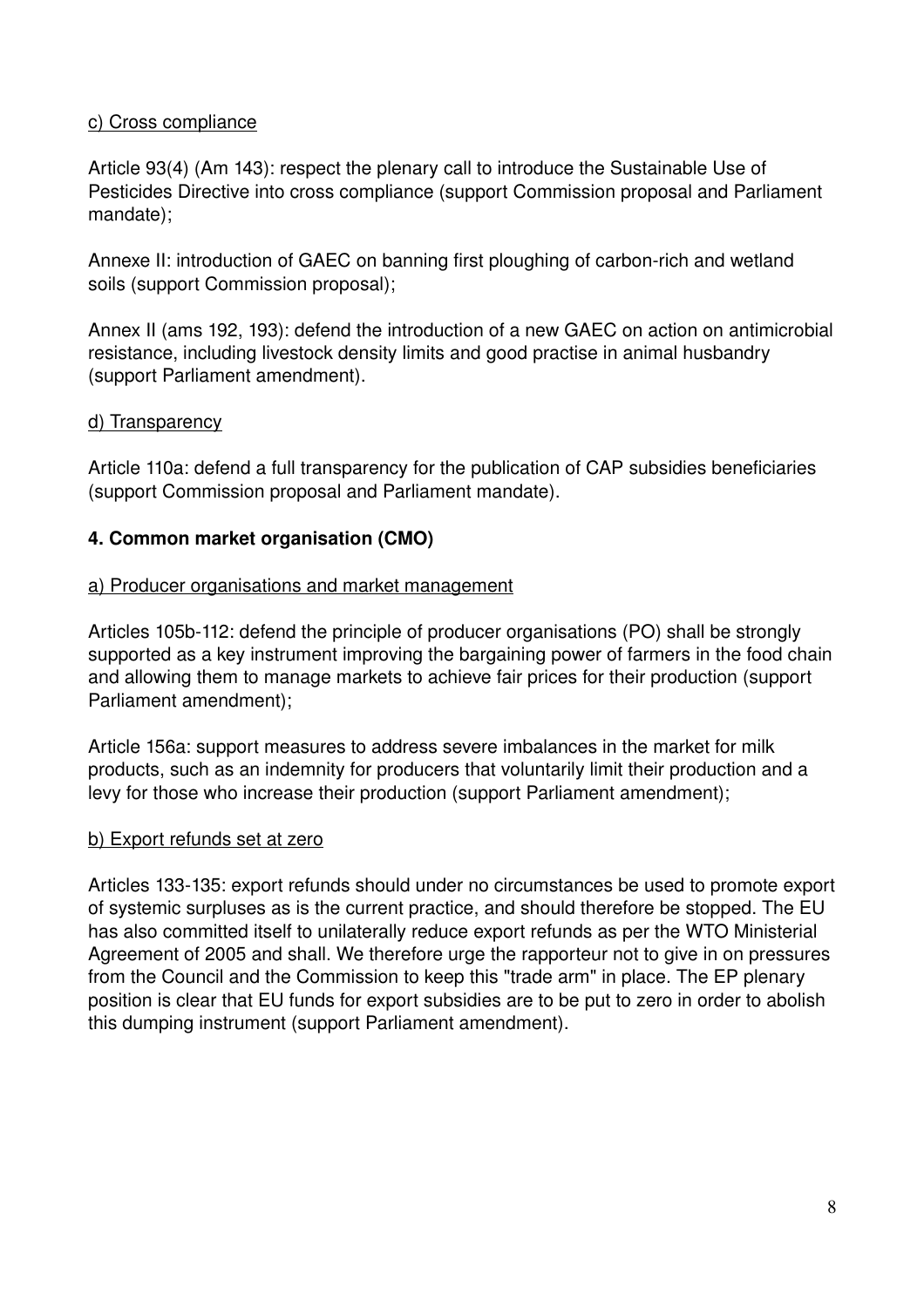c) Cross compliance

Article 93(4) (Am 143): respect the plenary call to introduce the Sustainable Use of Pesticides Directive into cross compliance (support Commission proposal and Parliament mandate);

Annexe II: introduction of GAEC on banning first ploughing of carbon-rich and wetland soils (support Commission proposal);

Annex II (ams 192, 193): defend the introduction of a new GAEC on action on antimicrobial resistance, including livestock density limits and good practise in animal husbandry (support Parliament amendment).

d) Transparency

Article 110a: defend a full transparency for the publication of CAP subsidies beneficiaries (support Commission proposal and Parliament mandate).

**4. Common market organisation (CMO)**

a) Producer organisations and market management

Articles 105b-112: defend the principle of producer organisations (PO) shall be strongly supported as a key instrument improving the bargaining power of farmers in the food chain and allowing them to manage markets to achieve fair prices for their production (support Parliament amendment);

Article 156a: support measures to address severe imbalances in the market for milk products, such as an indemnity for producers that voluntarily limit their production and a levy for those who increase their production (support Parliament amendment);

b) Export refunds set at zero

Articles 133-135: export refunds should under no circumstances be used to promote export of systemic surpluses as is the current practice, and should therefore be stopped. The EU has also committed itself to unilaterally reduce export refunds as per the WTO Ministerial Agreement of 2005 and shall. We therefore urge the rapporteur not to give in on pressures from the Council and the Commission to keep this "trade arm" in place. The EP plenary position is clear that EU funds for export subsidies are to be put to zero in order to abolish this dumping instrument (support Parliament amendment).